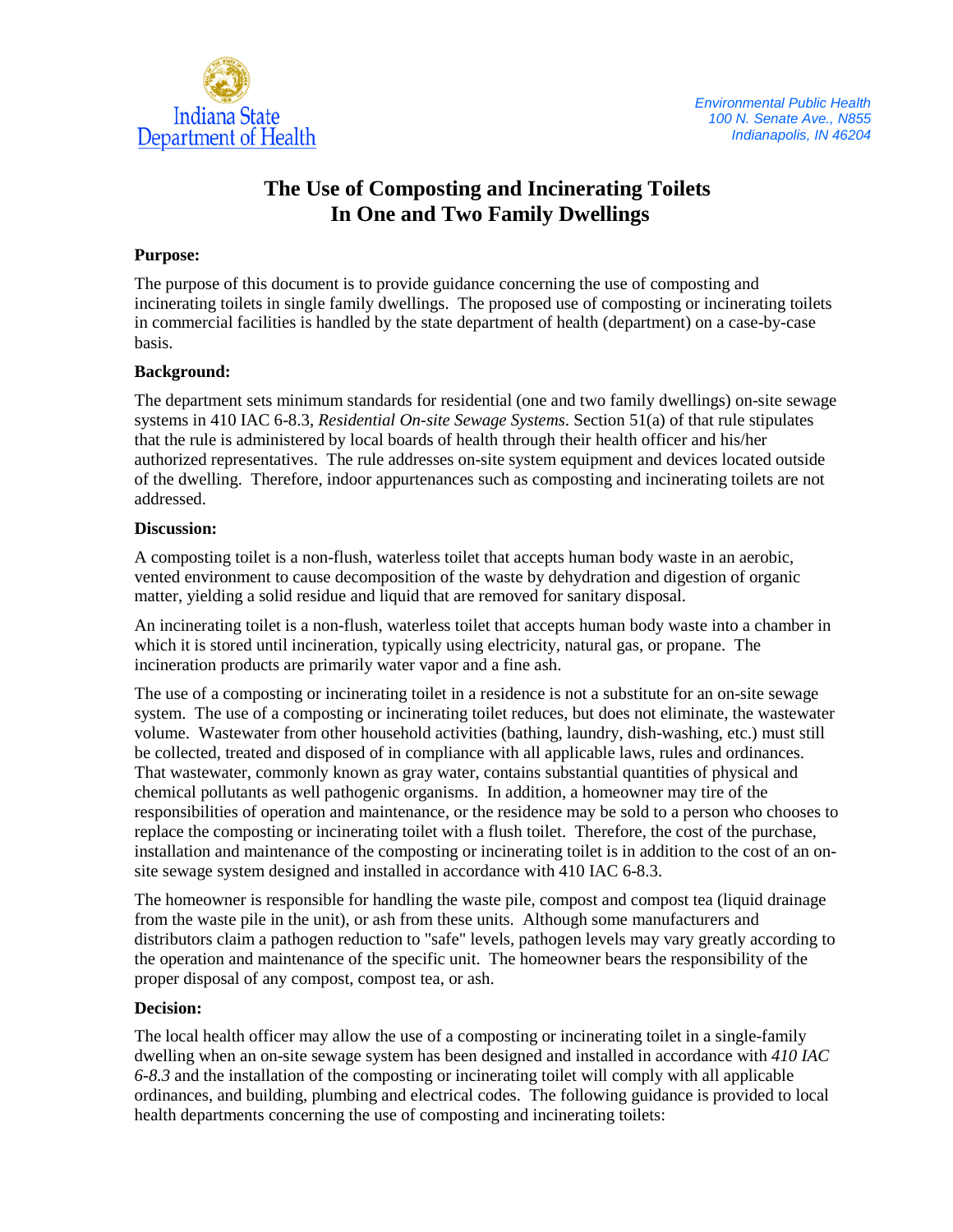Indiana State Department of Health

*Environmental Public Health*
*100 N. Senate Ave., N855*
*Indianapolis, IN 46204*

# The Use of Composting and Incinerating Toilets In One and Two Family Dwellings

**Purpose:**

The purpose of this document is to provide guidance concerning the use of composting and incinerating toilets in single family dwellings. The proposed use of composting or incinerating toilets in commercial facilities is handled by the state department of health (department) on a case-by-case basis.

**Background:**

The department sets minimum standards for residential (one and two family dwellings) on-site sewage systems in 410 IAC 6-8.3, *Residential On-site Sewage Systems*. Section 51(a) of that rule stipulates that the rule is administered by local boards of health through their health officer and his/her authorized representatives. The rule addresses on-site system equipment and devices located outside of the dwelling. Therefore, indoor appurtenances such as composting and incinerating toilets are not addressed.

**Discussion:**

A composting toilet is a non-flush, waterless toilet that accepts human body waste in an aerobic, vented environment to cause decomposition of the waste by dehydration and digestion of organic matter, yielding a solid residue and liquid that are removed for sanitary disposal.

An incinerating toilet is a non-flush, waterless toilet that accepts human body waste into a chamber in which it is stored until incineration, typically using electricity, natural gas, or propane. The incineration products are primarily water vapor and a fine ash.

The use of a composting or incinerating toilet in a residence is not a substitute for an on-site sewage system. The use of a composting or incinerating toilet reduces, but does not eliminate, the wastewater volume. Wastewater from other household activities (bathing, laundry, dish-washing, etc.) must still be collected, treated and disposed of in compliance with all applicable laws, rules and ordinances. That wastewater, commonly known as gray water, contains substantial quantities of physical and chemical pollutants as well pathogenic organisms. In addition, a homeowner may tire of the responsibilities of operation and maintenance, or the residence may be sold to a person who chooses to replace the composting or incinerating toilet with a flush toilet. Therefore, the cost of the purchase, installation and maintenance of the composting or incinerating toilet is in addition to the cost of an on-site sewage system designed and installed in accordance with 410 IAC 6-8.3.

The homeowner is responsible for handling the waste pile, compost and compost tea (liquid drainage from the waste pile in the unit), or ash from these units. Although some manufacturers and distributors claim a pathogen reduction to "safe" levels, pathogen levels may vary greatly according to the operation and maintenance of the specific unit. The homeowner bears the responsibility of the proper disposal of any compost, compost tea, or ash.

**Decision:**

The local health officer may allow the use of a composting or incinerating toilet in a single-family dwelling when an on-site sewage system has been designed and installed in accordance with *410 IAC 6-8.3* and the installation of the composting or incinerating toilet will comply with all applicable ordinances, and building, plumbing and electrical codes. The following guidance is provided to local health departments concerning the use of composting and incinerating toilets: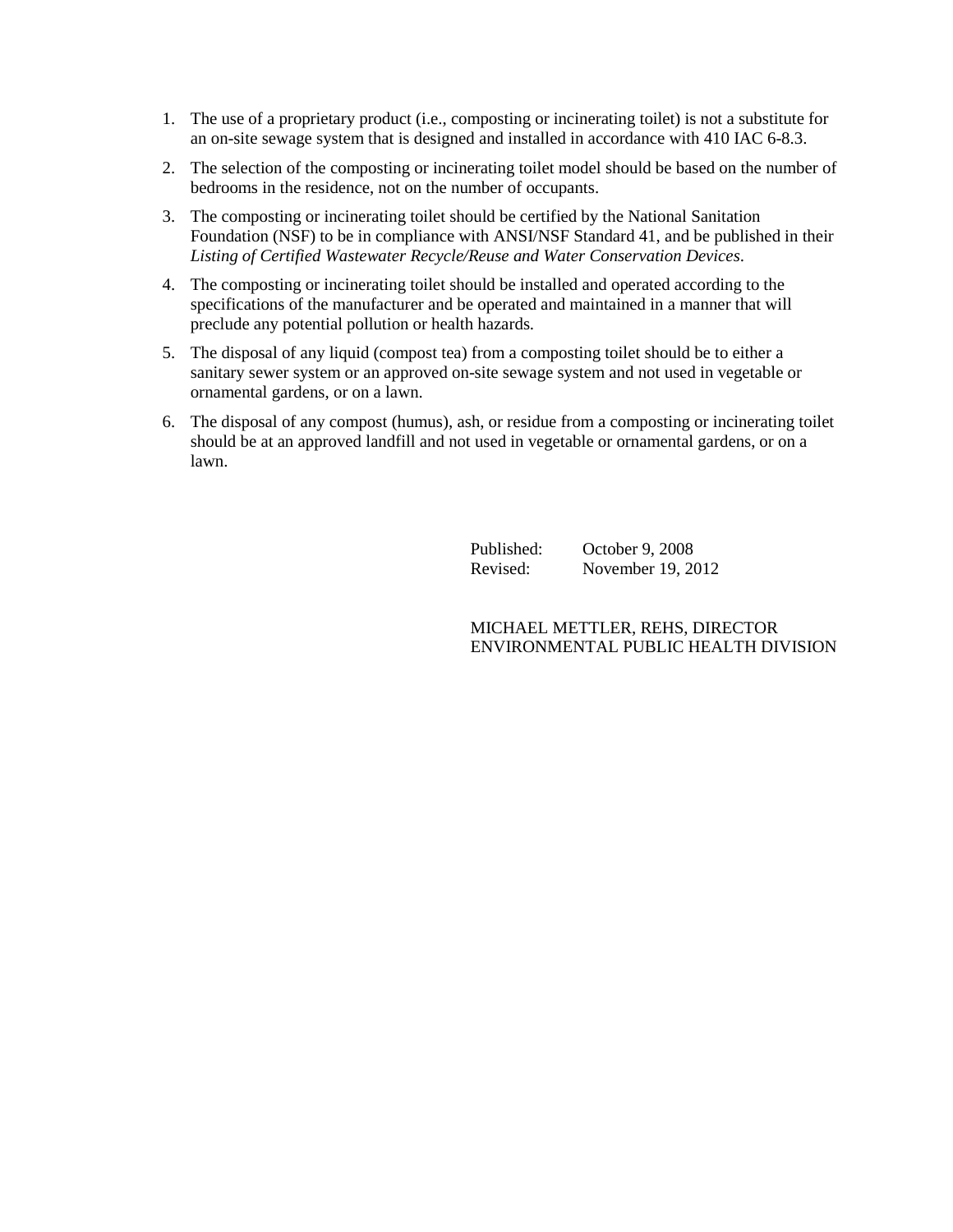1. The use of a proprietary product (i.e., composting or incinerating toilet) is not a substitute for an on-site sewage system that is designed and installed in accordance with 410 IAC 6-8.3.
2. The selection of the composting or incinerating toilet model should be based on the number of bedrooms in the residence, not on the number of occupants.
3. The composting or incinerating toilet should be certified by the National Sanitation Foundation (NSF) to be in compliance with ANSI/NSF Standard 41, and be published in their *Listing of Certified Wastewater Recycle/Reuse and Water Conservation Devices*.
4. The composting or incinerating toilet should be installed and operated according to the specifications of the manufacturer and be operated and maintained in a manner that will preclude any potential pollution or health hazards.
5. The disposal of any liquid (compost tea) from a composting toilet should be to either a sanitary sewer system or an approved on-site sewage system and not used in vegetable or ornamental gardens, or on a lawn.
6. The disposal of any compost (humus), ash, or residue from a composting or incinerating toilet should be at an approved landfill and not used in vegetable or ornamental gardens, or on a lawn.

Published: October 9, 2008
Revised: November 19, 2012

MICHAEL METTLER, REHS, DIRECTOR
ENVIRONMENTAL PUBLIC HEALTH DIVISION